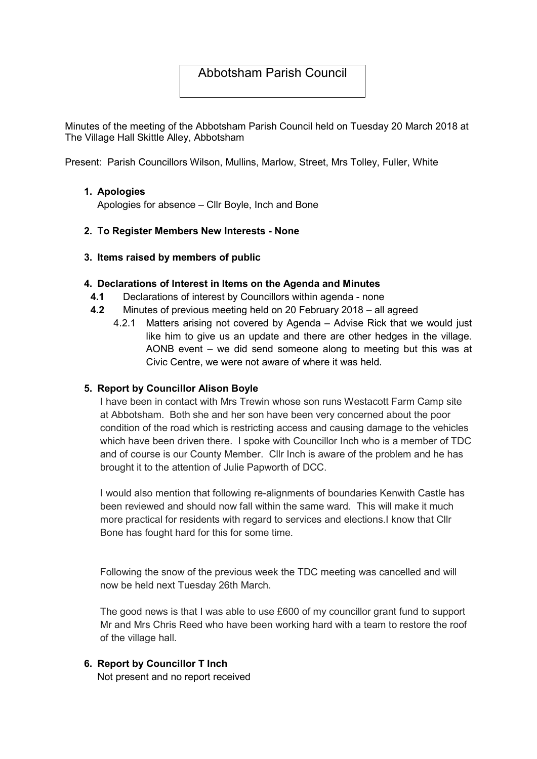# Abbotsham Parish Council

Minutes of the meeting of the Abbotsham Parish Council held on Tuesday 20 March 2018 at The Village Hall Skittle Alley, Abbotsham

Present: Parish Councillors Wilson, Mullins, Marlow, Street, Mrs Tolley, Fuller, White

1. **Apologies**

   Apologies for absence – Cllr Boyle, Inch and Bone

2. **To Register Members New Interests - None**

3. **Items raised by members of public**

4. **Declarations of Interest in Items on the Agenda and Minutes**
   - **4.1** Declarations of interest by Councillors within agenda - none
   - **4.2** Minutes of previous meeting held on 20 February 2018 – all agreed
     - 4.2.1 Matters arising not covered by Agenda – Advise Rick that we would just like him to give us an update and there are other hedges in the village. AONB event – we did send someone along to meeting but this was at Civic Centre, we were not aware of where it was held.

5. **Report by Councillor Alison Boyle**

   I have been in contact with Mrs Trewin whose son runs Westacott Farm Camp site at Abbotsham. Both she and her son have been very concerned about the poor condition of the road which is restricting access and causing damage to the vehicles which have been driven there. I spoke with Councillor Inch who is a member of TDC and of course is our County Member. Cllr Inch is aware of the problem and he has brought it to the attention of Julie Papworth of DCC.

   I would also mention that following re-alignments of boundaries Kenwith Castle has been reviewed and should now fall within the same ward. This will make it much more practical for residents with regard to services and elections.I know that Cllr Bone has fought hard for this for some time.

   Following the snow of the previous week the TDC meeting was cancelled and will now be held next Tuesday 26th March.

   The good news is that I was able to use £600 of my councillor grant fund to support Mr and Mrs Chris Reed who have been working hard with a team to restore the roof of the village hall.

6. **Report by Councillor T Inch**

   Not present and no report received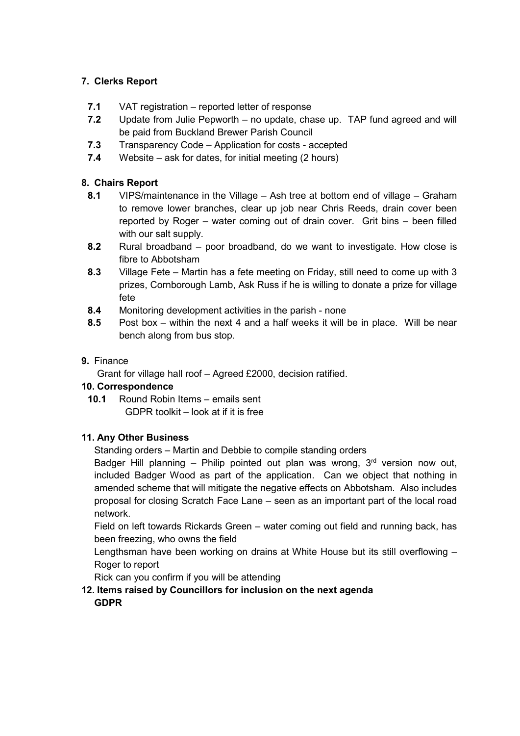## 7. Clerks Report

- **7.1** VAT registration – reported letter of response
- **7.2** Update from Julie Pepworth – no update, chase up. TAP fund agreed and will be paid from Buckland Brewer Parish Council
- **7.3** Transparency Code – Application for costs - accepted
- **7.4** Website – ask for dates, for initial meeting (2 hours)

## 8. Chairs Report

- **8.1** VIPS/maintenance in the Village – Ash tree at bottom end of village – Graham to remove lower branches, clear up job near Chris Reeds, drain cover been reported by Roger – water coming out of drain cover. Grit bins – been filled with our salt supply.
- **8.2** Rural broadband – poor broadband, do we want to investigate. How close is fibre to Abbotsham
- **8.3** Village Fete – Martin has a fete meeting on Friday, still need to come up with 3 prizes, Cornborough Lamb, Ask Russ if he is willing to donate a prize for village fete
- **8.4** Monitoring development activities in the parish - none
- **8.5** Post box – within the next 4 and a half weeks it will be in place. Will be near bench along from bus stop.

## 9. Finance

Grant for village hall roof – Agreed £2000, decision ratified.

## 10. Correspondence

- **10.1** Round Robin Items – emails sent
  GDPR toolkit – look at if it is free

## 11. Any Other Business

Standing orders – Martin and Debbie to compile standing orders

Badger Hill planning – Philip pointed out plan was wrong, 3rd version now out, included Badger Wood as part of the application. Can we object that nothing in amended scheme that will mitigate the negative effects on Abbotsham. Also includes proposal for closing Scratch Face Lane – seen as an important part of the local road network.

Field on left towards Rickards Green – water coming out field and running back, has been freezing, who owns the field

Lengthsman have been working on drains at White House but its still overflowing – Roger to report

Rick can you confirm if you will be attending

## 12. Items raised by Councillors for inclusion on the next agenda

**GDPR**